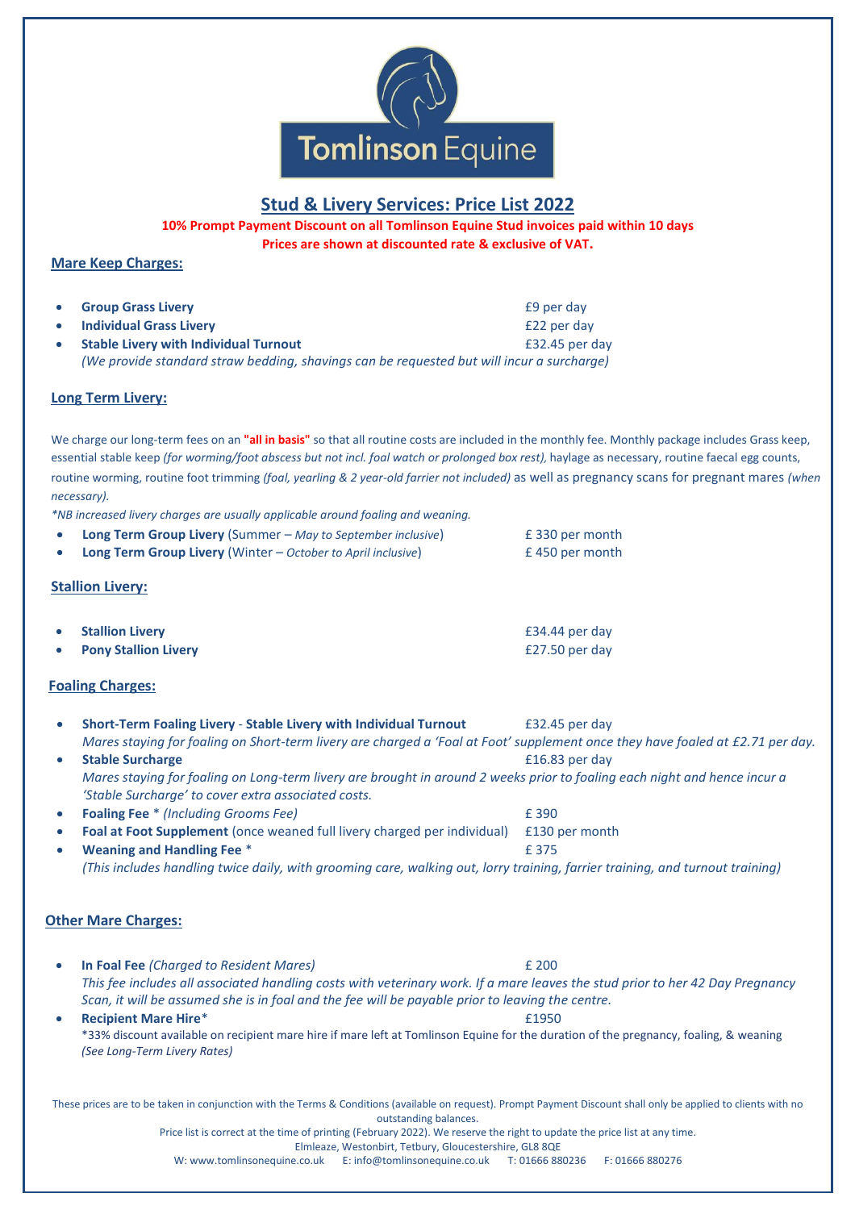Tomlinson Equine

# Stud & Livery Services: Price List 2022

**10% Prompt Payment Discount on all Tomlinson Equine Stud invoices paid within 10 days**
**Prices are shown at discounted rate & exclusive of VAT.**

## Mare Keep Charges:

- **Group Grass Livery** — £9 per day
- **Individual Grass Livery** — £22 per day
- **Stable Livery with Individual Turnout** — £32.45 per day
  *(We provide standard straw bedding, shavings can be requested but will incur a surcharge)*

## Long Term Livery:

We charge our long-term fees on an **"all in basis"** so that all routine costs are included in the monthly fee. Monthly package includes Grass keep, essential stable keep *(for worming/foot abscess but not incl. foal watch or prolonged box rest),* haylage as necessary, routine faecal egg counts, routine worming, routine foot trimming *(foal, yearling & 2 year-old farrier not included)* as well as pregnancy scans for pregnant mares *(when necessary).*

*\*NB increased livery charges are usually applicable around foaling and weaning.*

- **Long Term Group Livery** (Summer – *May to September inclusive*) — £ 330 per month
- **Long Term Group Livery** (Winter – *October to April inclusive*) — £ 450 per month

## Stallion Livery:

- **Stallion Livery** — £34.44 per day
- **Pony Stallion Livery** — £27.50 per day

## Foaling Charges:

- **Short-Term Foaling Livery - Stable Livery with Individual Turnout** — £32.45 per day
  *Mares staying for foaling on Short-term livery are charged a 'Foal at Foot' supplement once they have foaled at £2.71 per day.*
- **Stable Surcharge** — £16.83 per day
  *Mares staying for foaling on Long-term livery are brought in around 2 weeks prior to foaling each night and hence incur a 'Stable Surcharge' to cover extra associated costs.*
- **Foaling Fee** \* *(Including Grooms Fee)* — £ 390
- **Foal at Foot Supplement** (once weaned full livery charged per individual) — £130 per month
- **Weaning and Handling Fee** \* — £ 375
  *(This includes handling twice daily, with grooming care, walking out, lorry training, farrier training, and turnout training)*

## Other Mare Charges:

- **In Foal Fee** *(Charged to Resident Mares)* — £ 200
  *This fee includes all associated handling costs with veterinary work. If a mare leaves the stud prior to her 42 Day Pregnancy Scan, it will be assumed she is in foal and the fee will be payable prior to leaving the centre.*
- **Recipient Mare Hire**\* — £1950
  \*33% discount available on recipient mare hire if mare left at Tomlinson Equine for the duration of the pregnancy, foaling, & weaning *(See Long-Term Livery Rates)*

These prices are to be taken in conjunction with the Terms & Conditions (available on request). Prompt Payment Discount shall only be applied to clients with no outstanding balances.
Price list is correct at the time of printing (February 2022). We reserve the right to update the price list at any time.
Elmleaze, Westonbirt, Tetbury, Gloucestershire, GL8 8QE
W: www.tomlinsonequine.co.uk E: info@tomlinsonequine.co.uk T: 01666 880236 F: 01666 880276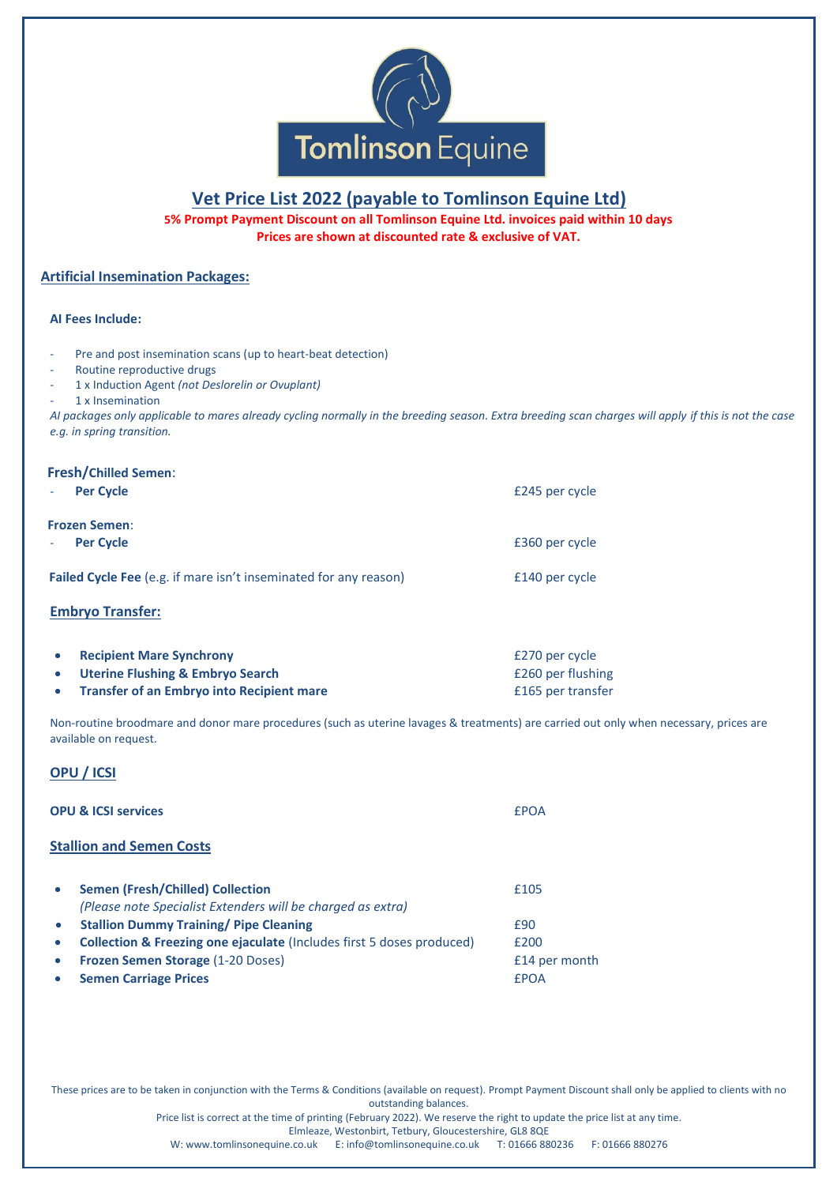Tomlinson Equine

# Vet Price List 2022 (payable to Tomlinson Equine Ltd)

**5% Prompt Payment Discount on all Tomlinson Equine Ltd. invoices paid within 10 days**
**Prices are shown at discounted rate & exclusive of VAT.**

## Artificial Insemination Packages:

**AI Fees Include:**

- Pre and post insemination scans (up to heart-beat detection)
- Routine reproductive drugs
- 1 x Induction Agent *(not Deslorelin or Ovuplant)*
- 1 x Insemination

*AI packages only applicable to mares already cycling normally in the breeding season. Extra breeding scan charges will apply if this is not the case e.g. in spring transition.*

**Fresh/Chilled Semen**:

| | |
|---|---|
| - **Per Cycle** | £245 per cycle |

**Frozen Semen**:

| | |
|---|---|
| - **Per Cycle** | £360 per cycle |
| **Failed Cycle Fee** (e.g. if mare isn't inseminated for any reason) | £140 per cycle |

## Embryo Transfer:

| | |
|---|---|
| • **Recipient Mare Synchrony** | £270 per cycle |
| • **Uterine Flushing & Embryo Search** | £260 per flushing |
| • **Transfer of an Embryo into Recipient mare** | £165 per transfer |

Non-routine broodmare and donor mare procedures (such as uterine lavages & treatments) are carried out only when necessary, prices are available on request.

## OPU / ICSI

| | |
|---|---|
| **OPU & ICSI services** | £POA |

## Stallion and Semen Costs

| | |
|---|---|
| • **Semen (Fresh/Chilled) Collection** *(Please note Specialist Extenders will be charged as extra)* | £105 |
| • **Stallion Dummy Training/ Pipe Cleaning** | £90 |
| • **Collection & Freezing one ejaculate** (Includes first 5 doses produced) | £200 |
| • **Frozen Semen Storage** (1-20 Doses) | £14 per month |
| • **Semen Carriage Prices** | £POA |

These prices are to be taken in conjunction with the Terms & Conditions (available on request). Prompt Payment Discount shall only be applied to clients with no outstanding balances.
Price list is correct at the time of printing (February 2022). We reserve the right to update the price list at any time.
Elmleaze, Westonbirt, Tetbury, Gloucestershire, GL8 8QE
W: www.tomlinsonequine.co.uk E: info@tomlinsonequine.co.uk T: 01666 880236 F: 01666 880276